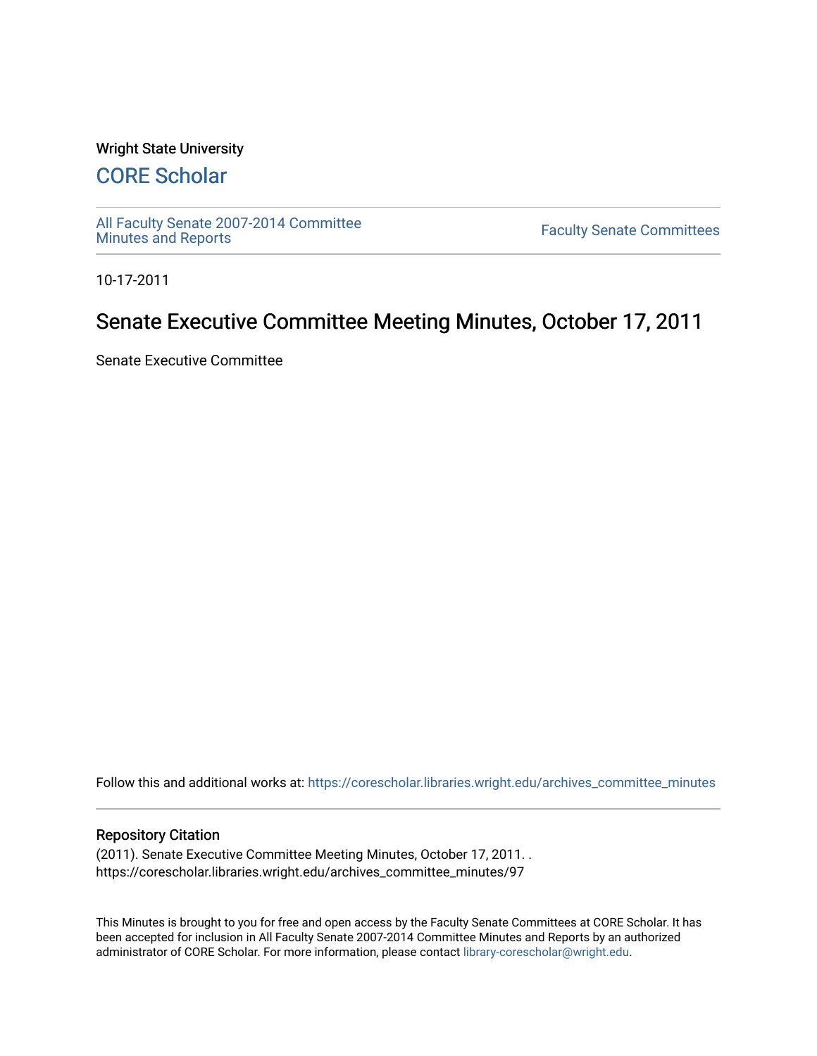Wright State University

## CORE Scholar

All Faculty Senate 2007-2014 Committee Minutes and Reports

Faculty Senate Committees

10-17-2011

# Senate Executive Committee Meeting Minutes, October 17, 2011

Senate Executive Committee

Follow this and additional works at: https://corescholar.libraries.wright.edu/archives_committee_minutes

### Repository Citation

(2011). Senate Executive Committee Meeting Minutes, October 17, 2011. .
https://corescholar.libraries.wright.edu/archives_committee_minutes/97

This Minutes is brought to you for free and open access by the Faculty Senate Committees at CORE Scholar. It has been accepted for inclusion in All Faculty Senate 2007-2014 Committee Minutes and Reports by an authorized administrator of CORE Scholar. For more information, please contact library-corescholar@wright.edu.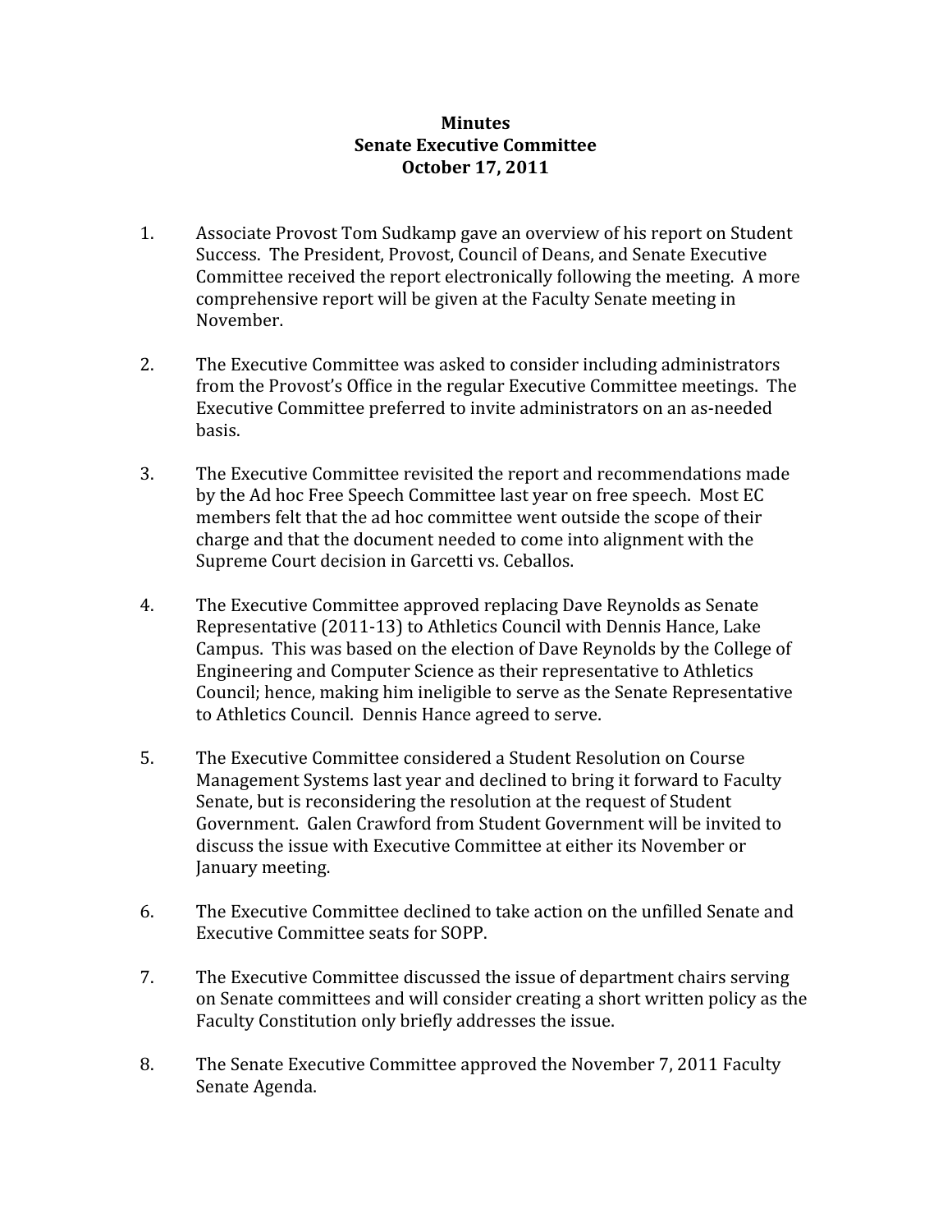**Minutes**
**Senate Executive Committee**
**October 17, 2011**

1. Associate Provost Tom Sudkamp gave an overview of his report on Student Success. The President, Provost, Council of Deans, and Senate Executive Committee received the report electronically following the meeting. A more comprehensive report will be given at the Faculty Senate meeting in November.

2. The Executive Committee was asked to consider including administrators from the Provost's Office in the regular Executive Committee meetings. The Executive Committee preferred to invite administrators on an as-needed basis.

3. The Executive Committee revisited the report and recommendations made by the Ad hoc Free Speech Committee last year on free speech. Most EC members felt that the ad hoc committee went outside the scope of their charge and that the document needed to come into alignment with the Supreme Court decision in Garcetti vs. Ceballos.

4. The Executive Committee approved replacing Dave Reynolds as Senate Representative (2011-13) to Athletics Council with Dennis Hance, Lake Campus. This was based on the election of Dave Reynolds by the College of Engineering and Computer Science as their representative to Athletics Council; hence, making him ineligible to serve as the Senate Representative to Athletics Council. Dennis Hance agreed to serve.

5. The Executive Committee considered a Student Resolution on Course Management Systems last year and declined to bring it forward to Faculty Senate, but is reconsidering the resolution at the request of Student Government. Galen Crawford from Student Government will be invited to discuss the issue with Executive Committee at either its November or January meeting.

6. The Executive Committee declined to take action on the unfilled Senate and Executive Committee seats for SOPP.

7. The Executive Committee discussed the issue of department chairs serving on Senate committees and will consider creating a short written policy as the Faculty Constitution only briefly addresses the issue.

8. The Senate Executive Committee approved the November 7, 2011 Faculty Senate Agenda.